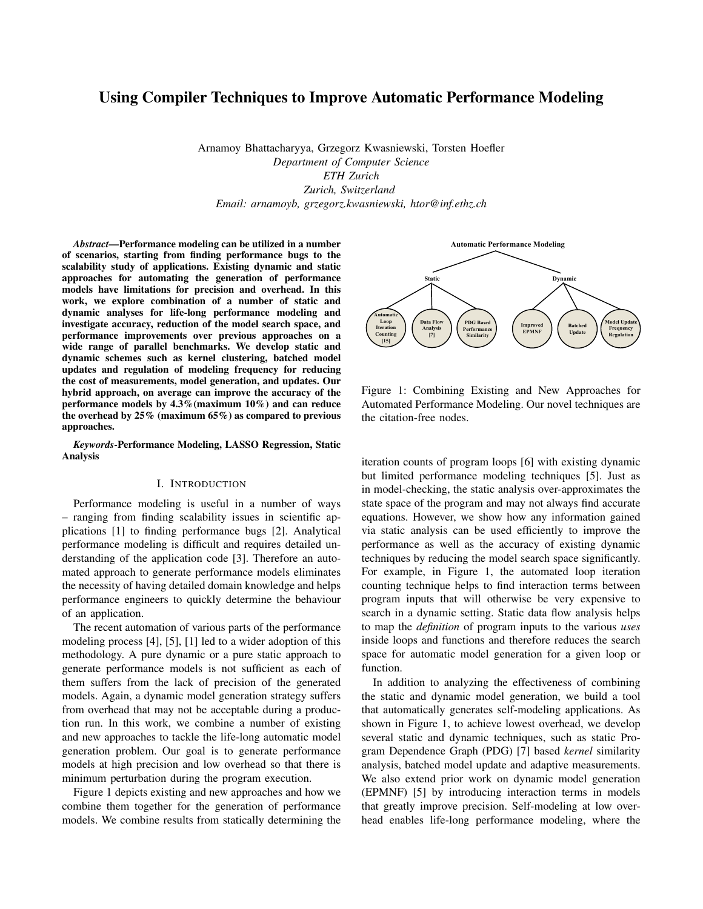# Using Compiler Techniques to Improve Automatic Performance Modeling

Arnamoy Bhattacharyya, Grzegorz Kwasniewski, Torsten Hoefler
*Department of Computer Science*
*ETH Zurich*
*Zurich, Switzerland*
*Email: arnamoyb, grzegorz.kwasniewski, htor@inf.ethz.ch*

***Abstract*—Performance modeling can be utilized in a number of scenarios, starting from finding performance bugs to the scalability study of applications. Existing dynamic and static approaches for automating the generation of performance models have limitations for precision and overhead. In this work, we explore combination of a number of static and dynamic analyses for life-long performance modeling and investigate accuracy, reduction of the model search space, and performance improvements over previous approaches on a wide range of parallel benchmarks. We develop static and dynamic schemes such as kernel clustering, batched model updates and regulation of modeling frequency for reducing the cost of measurements, model generation, and updates. Our hybrid approach, on average can improve the accuracy of the performance models by 4.3%(maximum 10%) and can reduce the overhead by 25% (maximum 65%) as compared to previous approaches.**

***Keywords*-Performance Modeling, LASSO Regression, Static Analysis**

## I. Introduction

Performance modeling is useful in a number of ways – ranging from finding scalability issues in scientific applications [1] to finding performance bugs [2]. Analytical performance modeling is difficult and requires detailed understanding of the application code [3]. Therefore an automated approach to generate performance models eliminates the necessity of having detailed domain knowledge and helps performance engineers to quickly determine the behaviour of an application.

The recent automation of various parts of the performance modeling process [4], [5], [1] led to a wider adoption of this methodology. A pure dynamic or a pure static approach to generate performance models is not sufficient as each of them suffers from the lack of precision of the generated models. Again, a dynamic model generation strategy suffers from overhead that may not be acceptable during a production run. In this work, we combine a number of existing and new approaches to tackle the life-long automatic model generation problem. Our goal is to generate performance models at high precision and low overhead so that there is minimum perturbation during the program execution.

Figure 1 depicts existing and new approaches and how we combine them together for the generation of performance models. We combine results from statically determining the iteration counts of program loops [6] with existing dynamic but limited performance modeling techniques [5]. Just as in model-checking, the static analysis over-approximates the state space of the program and may not always find accurate equations. However, we show how any information gained via static analysis can be used efficiently to improve the performance as well as the accuracy of existing dynamic techniques by reducing the model search space significantly. For example, in Figure 1, the automated loop iteration counting technique helps to find interaction terms between program inputs that will otherwise be very expensive to search in a dynamic setting. Static data flow analysis helps to map the *definition* of program inputs to the various *uses* inside loops and functions and therefore reduces the search space for automatic model generation for a given loop or function.

Automatic Performance Modeling
- Static
  - Automatic Loop Iteration Counting [15]
  - Data Flow Analysis [7]
  - PDG Based Performance Similarity
- Dynamic
  - Improved EPMNF
  - Batched Update
  - Model Update Frequency Regulation

Figure 1: Combining Existing and New Approaches for Automated Performance Modeling. Our novel techniques are the citation-free nodes.

In addition to analyzing the effectiveness of combining the static and dynamic model generation, we build a tool that automatically generates self-modeling applications. As shown in Figure 1, to achieve lowest overhead, we develop several static and dynamic techniques, such as static Program Dependence Graph (PDG) [7] based *kernel* similarity analysis, batched model update and adaptive measurements. We also extend prior work on dynamic model generation (EPMNF) [5] by introducing interaction terms in models that greatly improve precision. Self-modeling at low overhead enables life-long performance modeling, where the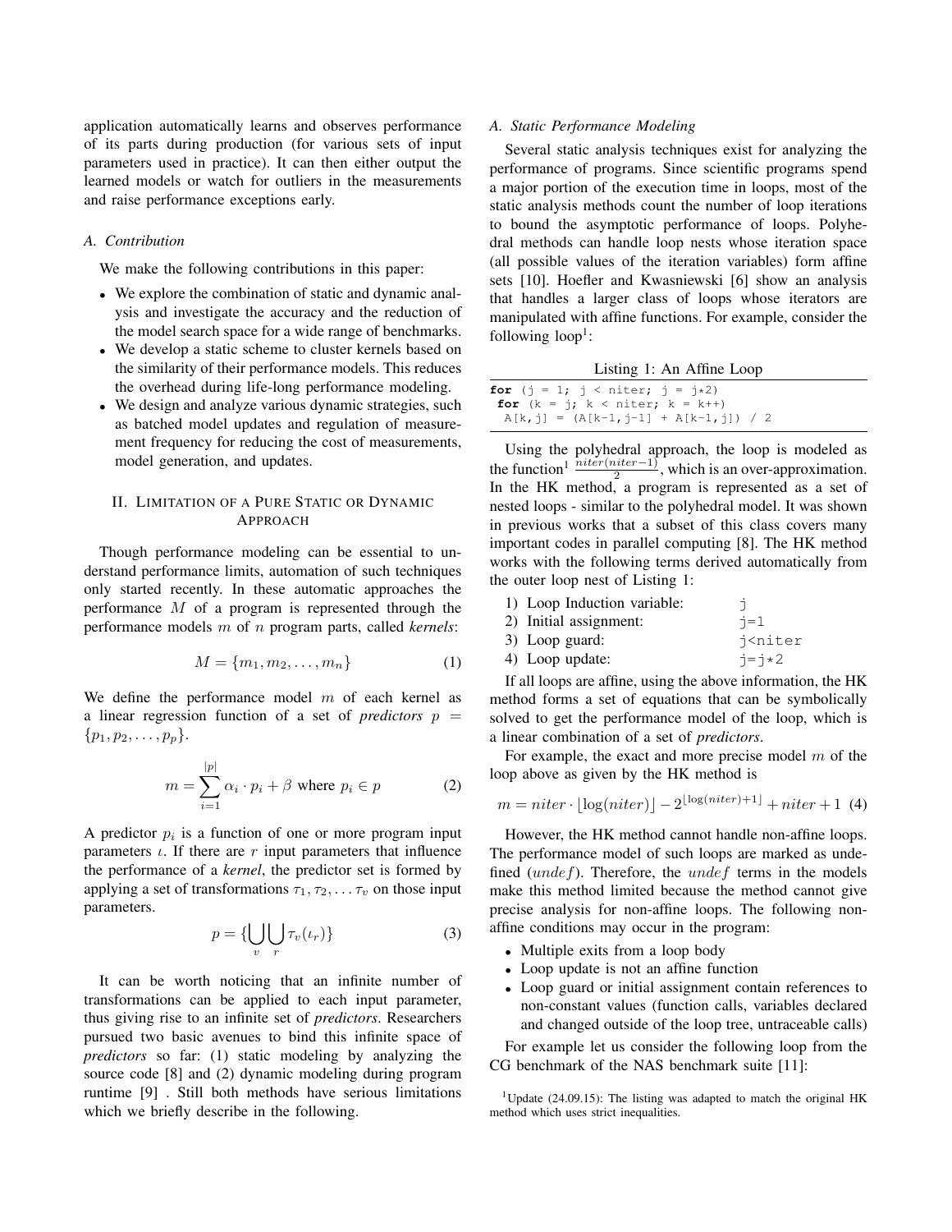application automatically learns and observes performance of its parts during production (for various sets of input parameters used in practice). It can then either output the learned models or watch for outliers in the measurements and raise performance exceptions early.

### A. Contribution

We make the following contributions in this paper:

- We explore the combination of static and dynamic analysis and investigate the accuracy and the reduction of the model search space for a wide range of benchmarks.
- We develop a static scheme to cluster kernels based on the similarity of their performance models. This reduces the overhead during life-long performance modeling.
- We design and analyze various dynamic strategies, such as batched model updates and regulation of measurement frequency for reducing the cost of measurements, model generation, and updates.

## II. Limitation of a Pure Static or Dynamic Approach

Though performance modeling can be essential to understand performance limits, automation of such techniques only started recently. In these automatic approaches the performance $M$ of a program is represented through the performance models $m$ of $n$ program parts, called *kernels*:

$$M = \{m_1, m_2, \ldots, m_n\} \tag{1}$$

We define the performance model $m$ of each kernel as a linear regression function of a set of *predictors* $p = \{p_1, p_2, \ldots, p_p\}$.

$$m = \sum_{i=1}^{|p|} \alpha_i \cdot p_i + \beta \text{ where } p_i \in p \tag{2}$$

A predictor $p_i$ is a function of one or more program input parameters $\iota$. If there are $r$ input parameters that influence the performance of a *kernel*, the predictor set is formed by applying a set of transformations $\tau_1, \tau_2, \ldots \tau_v$ on those input parameters.

$$p = \{\bigcup_{v} \bigcup_{r} \tau_v(\iota_r)\} \tag{3}$$

It can be worth noticing that an infinite number of transformations can be applied to each input parameter, thus giving rise to an infinite set of *predictors*. Researchers pursued two basic avenues to bind this infinite space of *predictors* so far: (1) static modeling by analyzing the source code [8] and (2) dynamic modeling during program runtime [9] . Still both methods have serious limitations which we briefly describe in the following.

### A. Static Performance Modeling

Several static analysis techniques exist for analyzing the performance of programs. Since scientific programs spend a major portion of the execution time in loops, most of the static analysis methods count the number of loop iterations to bound the asymptotic performance of loops. Polyhedral methods can handle loop nests whose iteration space (all possible values of the iteration variables) form affine sets [10]. Hoefler and Kwasniewski [6] show an analysis that handles a larger class of loops whose iterators are manipulated with affine functions. For example, consider the following loop[1]:

Listing 1: An Affine Loop

```
for (j = 1; j < niter; j = j*2)
 for (k = j; k < niter; k = k++)
  A[k,j] = (A[k-1,j-1] + A[k-1,j]) / 2
```

Using the polyhedral approach, the loop is modeled as the function[1] $\frac{niter(niter-1)}{2}$, which is an over-approximation. In the HK method, a program is represented as a set of nested loops - similar to the polyhedral model. It was shown in previous works that a subset of this class covers many important codes in parallel computing [8]. The HK method works with the following terms derived automatically from the outer loop nest of Listing 1:

1) Loop Induction variable: `j`
2) Initial assignment: `j=1`
3) Loop guard: `j<niter`
4) Loop update: `j=j*2`

If all loops are affine, using the above information, the HK method forms a set of equations that can be symbolically solved to get the performance model of the loop, which is a linear combination of a set of *predictors*.

For example, the exact and more precise model $m$ of the loop above as given by the HK method is

$$m = niter \cdot \lfloor \log(niter) \rfloor - 2^{\lfloor \log(niter)+1 \rfloor} + niter + 1 \tag{4}$$

However, the HK method cannot handle non-affine loops. The performance model of such loops are marked as undefined ($undef$). Therefore, the $undef$ terms in the models make this method limited because the method cannot give precise analysis for non-affine loops. The following non-affine conditions may occur in the program:

- Multiple exits from a loop body
- Loop update is not an affine function
- Loop guard or initial assignment contain references to non-constant values (function calls, variables declared and changed outside of the loop tree, untraceable calls)

For example let us consider the following loop from the CG benchmark of the NAS benchmark suite [11]:

[1] Update (24.09.15): The listing was adapted to match the original HK method which uses strict inequalities.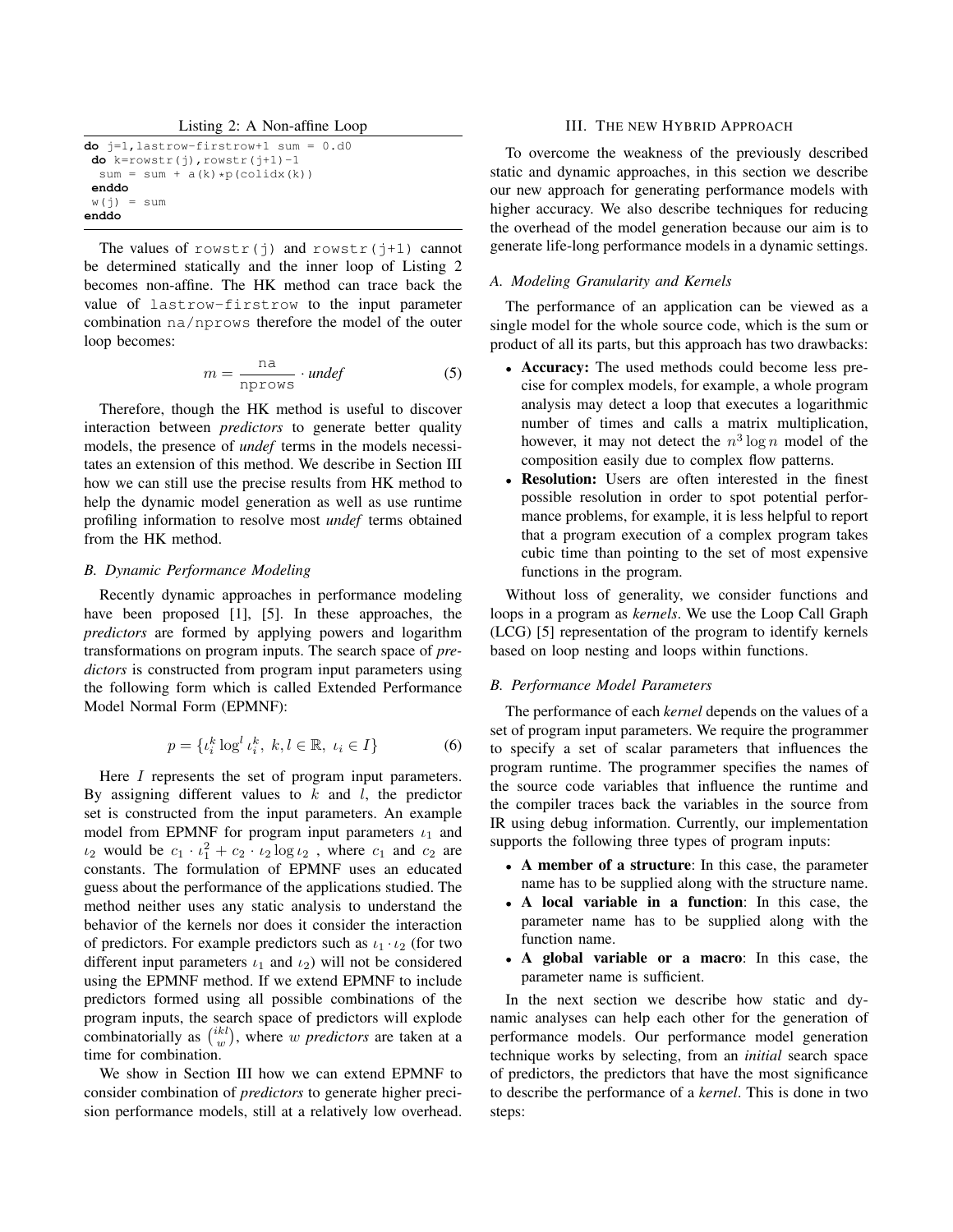Listing 2: A Non-affine Loop

```
do j=1,lastrow-firstrow+1 sum = 0.d0
 do k=rowstr(j),rowstr(j+1)-1
  sum = sum + a(k)*p(colidx(k))
 enddo
 w(j) = sum
enddo
```

The values of `rowstr(j)` and `rowstr(j+1)` cannot be determined statically and the inner loop of Listing 2 becomes non-affine. The HK method can trace back the value of `lastrow-firstrow` to the input parameter combination `na/nprows` therefore the model of the outer loop becomes:

$$m = \frac{\texttt{na}}{\texttt{nprows}} \cdot \textit{undef} \tag{5}$$

Therefore, though the HK method is useful to discover interaction between *predictors* to generate better quality models, the presence of *undef* terms in the models necessitates an extension of this method. We describe in Section III how we can still use the precise results from HK method to help the dynamic model generation as well as use runtime profiling information to resolve most *undef* terms obtained from the HK method.

### B. Dynamic Performance Modeling

Recently dynamic approaches in performance modeling have been proposed [1], [5]. In these approaches, the *predictors* are formed by applying powers and logarithm transformations on program inputs. The search space of *predictors* is constructed from program input parameters using the following form which is called Extended Performance Model Normal Form (EPMNF):

$$p = \{\iota_i^k \log^l \iota_i^k,\ k, l \in \mathbb{R},\ \iota_i \in I\} \tag{6}$$

Here $I$ represents the set of program input parameters. By assigning different values to $k$ and $l$, the predictor set is constructed from the input parameters. An example model from EPMNF for program input parameters $\iota_1$ and $\iota_2$ would be $c_1 \cdot \iota_1^2 + c_2 \cdot \iota_2 \log \iota_2$ , where $c_1$ and $c_2$ are constants. The formulation of EPMNF uses an educated guess about the performance of the applications studied. The method neither uses any static analysis to understand the behavior of the kernels nor does it consider the interaction of predictors. For example predictors such as $\iota_1 \cdot \iota_2$ (for two different input parameters $\iota_1$ and $\iota_2$) will not be considered using the EPMNF method. If we extend EPMNF to include predictors formed using all possible combinations of the program inputs, the search space of predictors will explode combinatorially as $\binom{ikl}{w}$, where $w$ *predictors* are taken at a time for combination.

We show in Section III how we can extend EPMNF to consider combination of *predictors* to generate higher precision performance models, still at a relatively low overhead.

## III. The new Hybrid Approach

To overcome the weakness of the previously described static and dynamic approaches, in this section we describe our new approach for generating performance models with higher accuracy. We also describe techniques for reducing the overhead of the model generation because our aim is to generate life-long performance models in a dynamic settings.

### A. Modeling Granularity and Kernels

The performance of an application can be viewed as a single model for the whole source code, which is the sum or product of all its parts, but this approach has two drawbacks:

- **Accuracy:** The used methods could become less precise for complex models, for example, a whole program analysis may detect a loop that executes a logarithmic number of times and calls a matrix multiplication, however, it may not detect the $n^3 \log n$ model of the composition easily due to complex flow patterns.
- **Resolution:** Users are often interested in the finest possible resolution in order to spot potential performance problems, for example, it is less helpful to report that a program execution of a complex program takes cubic time than pointing to the set of most expensive functions in the program.

Without loss of generality, we consider functions and loops in a program as *kernels*. We use the Loop Call Graph (LCG) [5] representation of the program to identify kernels based on loop nesting and loops within functions.

### B. Performance Model Parameters

The performance of each *kernel* depends on the values of a set of program input parameters. We require the programmer to specify a set of scalar parameters that influences the program runtime. The programmer specifies the names of the source code variables that influence the runtime and the compiler traces back the variables in the source from IR using debug information. Currently, our implementation supports the following three types of program inputs:

- **A member of a structure**: In this case, the parameter name has to be supplied along with the structure name.
- **A local variable in a function**: In this case, the parameter name has to be supplied along with the function name.
- **A global variable or a macro**: In this case, the parameter name is sufficient.

In the next section we describe how static and dynamic analyses can help each other for the generation of performance models. Our performance model generation technique works by selecting, from an *initial* search space of predictors, the predictors that have the most significance to describe the performance of a *kernel*. This is done in two steps: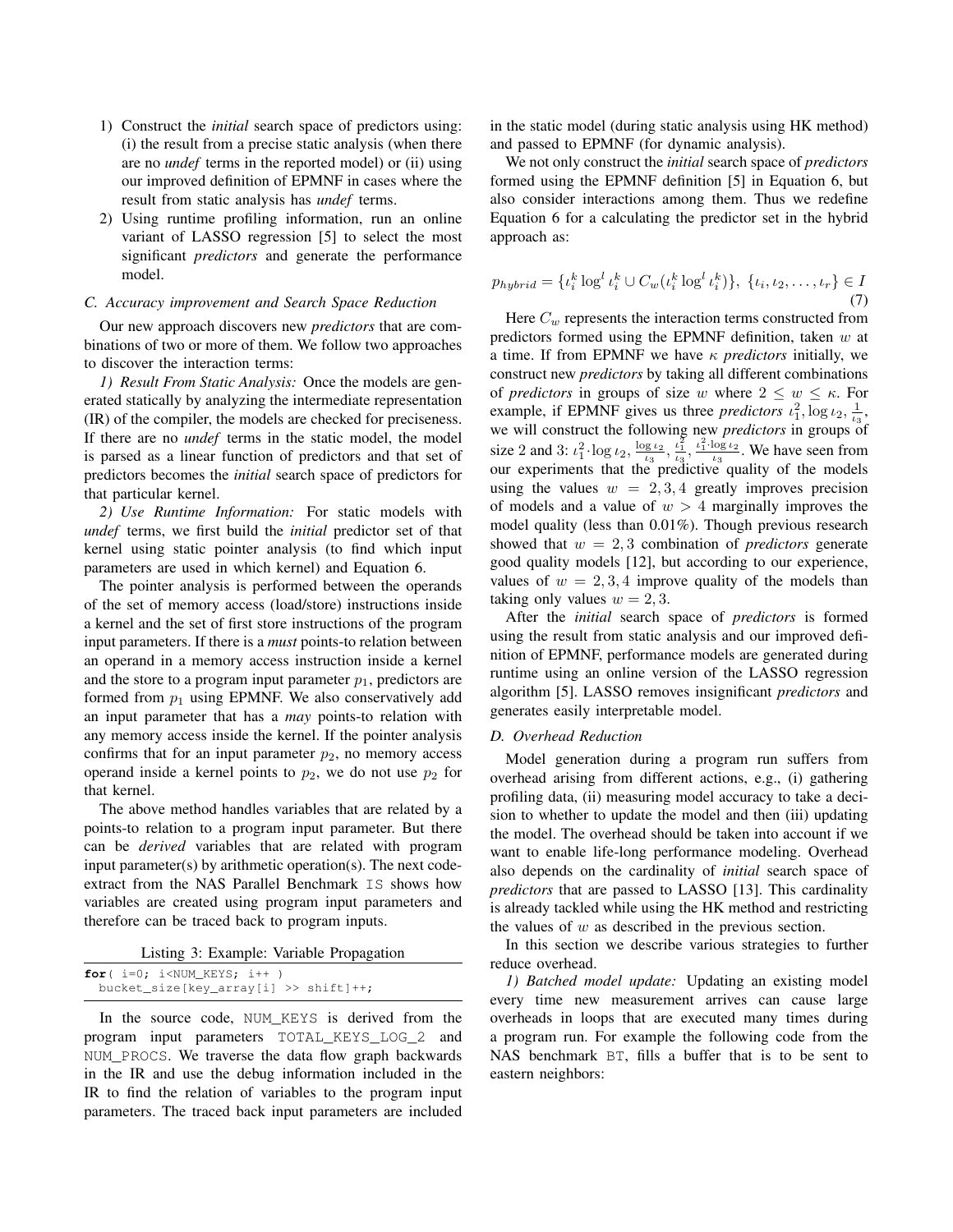1) Construct the *initial* search space of predictors using: (i) the result from a precise static analysis (when there are no *undef* terms in the reported model) or (ii) using our improved definition of EPMNF in cases where the result from static analysis has *undef* terms.
2) Using runtime profiling information, run an online variant of LASSO regression [5] to select the most significant *predictors* and generate the performance model.

### C. Accuracy improvement and Search Space Reduction

Our new approach discovers new *predictors* that are combinations of two or more of them. We follow two approaches to discover the interaction terms:

*1) Result From Static Analysis:* Once the models are generated statically by analyzing the intermediate representation (IR) of the compiler, the models are checked for preciseness. If there are no *undef* terms in the static model, the model is parsed as a linear function of predictors and that set of predictors becomes the *initial* search space of predictors for that particular kernel.

*2) Use Runtime Information:* For static models with *undef* terms, we first build the *initial* predictor set of that kernel using static pointer analysis (to find which input parameters are used in which kernel) and Equation 6.

The pointer analysis is performed between the operands of the set of memory access (load/store) instructions inside a kernel and the set of first store instructions of the program input parameters. If there is a *must* points-to relation between an operand in a memory access instruction inside a kernel and the store to a program input parameter $p_1$, predictors are formed from $p_1$ using EPMNF. We also conservatively add an input parameter that has a *may* points-to relation with any memory access inside the kernel. If the pointer analysis confirms that for an input parameter $p_2$, no memory access operand inside a kernel points to $p_2$, we do not use $p_2$ for that kernel.

The above method handles variables that are related by a points-to relation to a program input parameter. But there can be *derived* variables that are related with program input parameter(s) by arithmetic operation(s). The next code-extract from the NAS Parallel Benchmark IS shows how variables are created using program input parameters and therefore can be traced back to program inputs.

Listing 3: Example: Variable Propagation

```
for( i=0; i<NUM_KEYS; i++ )
  bucket_size[key_array[i] >> shift]++;
```

In the source code, NUM_KEYS is derived from the program input parameters TOTAL_KEYS_LOG_2 and NUM_PROCS. We traverse the data flow graph backwards in the IR and use the debug information included in the IR to find the relation of variables to the program input parameters. The traced back input parameters are included in the static model (during static analysis using HK method) and passed to EPMNF (for dynamic analysis).

We not only construct the *initial* search space of *predictors* formed using the EPMNF definition [5] in Equation 6, but also consider interactions among them. Thus we redefine Equation 6 for a calculating the predictor set in the hybrid approach as:

$$p_{hybrid} = \{\iota_i^k \log^l \iota_i^k \cup C_w(\iota_i^k \log^l \iota_i^k)\},\ \{\iota_i, \iota_2, \ldots, \iota_r\} \in I \tag{7}$$

Here $C_w$ represents the interaction terms constructed from predictors formed using the EPMNF definition, taken $w$ at a time. If from EPMNF we have $\kappa$ *predictors* initially, we construct new *predictors* by taking all different combinations of *predictors* in groups of size $w$ where $2 \le w \le \kappa$. For example, if EPMNF gives us three *predictors* $\iota_1^2, \log \iota_2, \frac{1}{\iota_3}$, we will construct the following new *predictors* in groups of size 2 and 3: $\iota_1^2 \cdot \log \iota_2, \frac{\log \iota_2}{\iota_3}, \frac{\iota_1^2}{\iota_3}, \frac{\iota_1^2 \cdot \log \iota_2}{\iota_3}$. We have seen from our experiments that the predictive quality of the models using the values $w = 2, 3, 4$ greatly improves precision of models and a value of $w > 4$ marginally improves the model quality (less than 0.01%). Though previous research showed that $w = 2, 3$ combination of *predictors* generate good quality models [12], but according to our experience, values of $w = 2, 3, 4$ improve quality of the models than taking only values $w = 2, 3$.

After the *initial* search space of *predictors* is formed using the result from static analysis and our improved definition of EPMNF, performance models are generated during runtime using an online version of the LASSO regression algorithm [5]. LASSO removes insignificant *predictors* and generates easily interpretable model.

### D. Overhead Reduction

Model generation during a program run suffers from overhead arising from different actions, e.g., (i) gathering profiling data, (ii) measuring model accuracy to take a decision to whether to update the model and then (iii) updating the model. The overhead should be taken into account if we want to enable life-long performance modeling. Overhead also depends on the cardinality of *initial* search space of *predictors* that are passed to LASSO [13]. This cardinality is already tackled while using the HK method and restricting the values of $w$ as described in the previous section.

In this section we describe various strategies to further reduce overhead.

*1) Batched model update:* Updating an existing model every time new measurement arrives can cause large overheads in loops that are executed many times during a program run. For example the following code from the NAS benchmark BT, fills a buffer that is to be sent to eastern neighbors: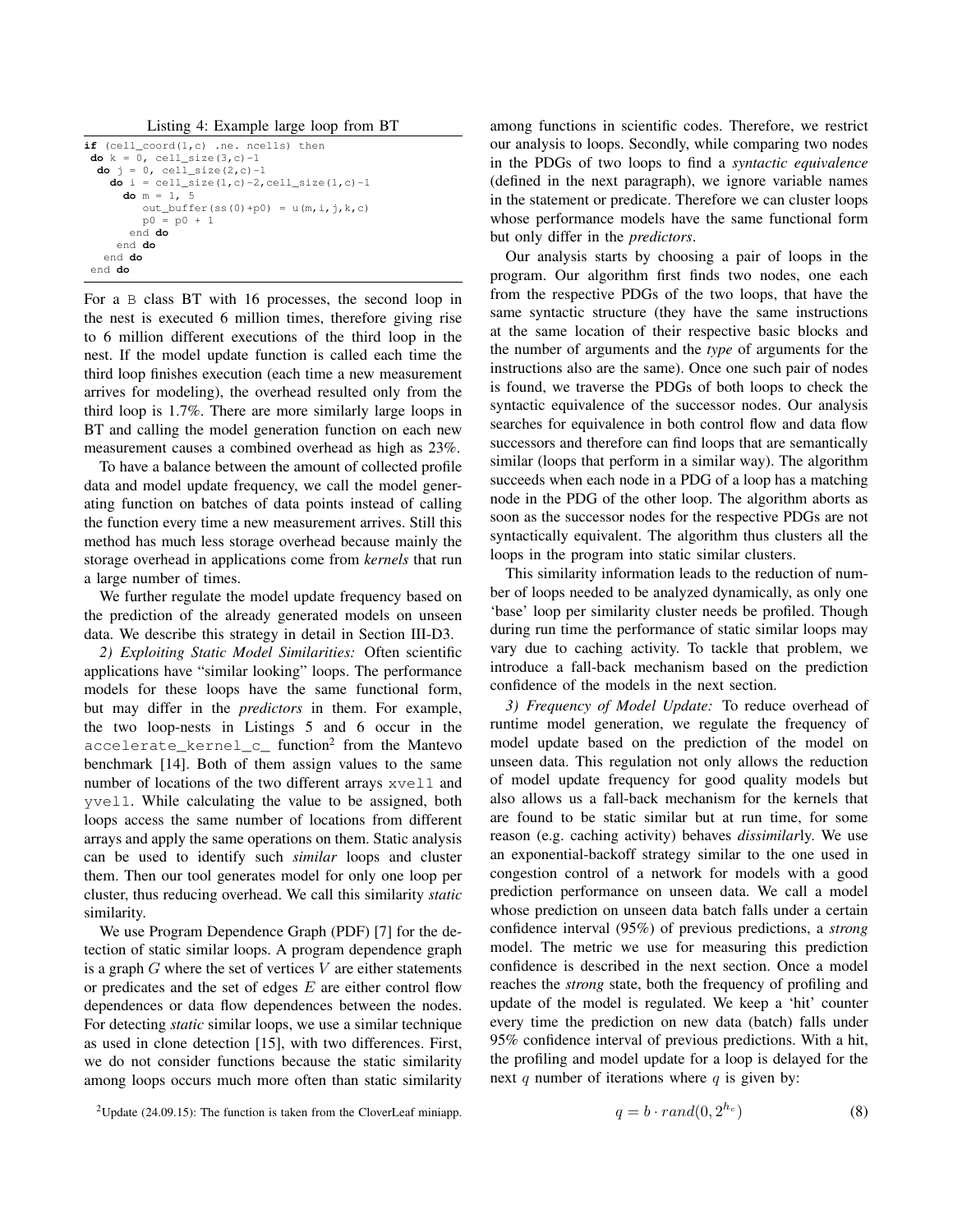Listing 4: Example large loop from BT

```
if (cell_coord(1,c) .ne. ncells) then
 do k = 0, cell_size(3,c)-1
  do j = 0, cell_size(2,c)-1
    do i = cell_size(1,c)-2,cell_size(1,c)-1
      do m = 1, 5
         out_buffer(ss(0)+p0) = u(m,i,j,k,c)
         p0 = p0 + 1
       end do
     end do
   end do
 end do
```

For a B class BT with 16 processes, the second loop in the nest is executed 6 million times, therefore giving rise to 6 million different executions of the third loop in the nest. If the model update function is called each time the third loop finishes execution (each time a new measurement arrives for modeling), the overhead resulted only from the third loop is 1.7%. There are more similarly large loops in BT and calling the model generation function on each new measurement causes a combined overhead as high as 23%.

To have a balance between the amount of collected profile data and model update frequency, we call the model generating function on batches of data points instead of calling the function every time a new measurement arrives. Still this method has much less storage overhead because mainly the storage overhead in applications come from *kernels* that run a large number of times.

We further regulate the model update frequency based on the prediction of the already generated models on unseen data. We describe this strategy in detail in Section III-D3.

*2) Exploiting Static Model Similarities:* Often scientific applications have "similar looking" loops. The performance models for these loops have the same functional form, but may differ in the *predictors* in them. For example, the two loop-nests in Listings 5 and 6 occur in the `accelerate_kernel_c_` function[2] from the Mantevo benchmark [14]. Both of them assign values to the same number of locations of the two different arrays `xvel1` and `yvel1`. While calculating the value to be assigned, both loops access the same number of locations from different arrays and apply the same operations on them. Static analysis can be used to identify such *similar* loops and cluster them. Then our tool generates model for only one loop per cluster, thus reducing overhead. We call this similarity *static* similarity.

We use Program Dependence Graph (PDF) [7] for the detection of static similar loops. A program dependence graph is a graph $G$ where the set of vertices $V$ are either statements or predicates and the set of edges $E$ are either control flow dependences or data flow dependences between the nodes. For detecting *static* similar loops, we use a similar technique as used in clone detection [15], with two differences. First, we do not consider functions because the static similarity among loops occurs much more often than static similarity among functions in scientific codes. Therefore, we restrict our analysis to loops. Secondly, while comparing two nodes in the PDGs of two loops to find a *syntactic equivalence* (defined in the next paragraph), we ignore variable names in the statement or predicate. Therefore we can cluster loops whose performance models have the same functional form but only differ in the *predictors*.

Our analysis starts by choosing a pair of loops in the program. Our algorithm first finds two nodes, one each from the respective PDGs of the two loops, that have the same syntactic structure (they have the same instructions at the same location of their respective basic blocks and the number of arguments and the *type* of arguments for the instructions also are the same). Once one such pair of nodes is found, we traverse the PDGs of both loops to check the syntactic equivalence of the successor nodes. Our analysis searches for equivalence in both control flow and data flow successors and therefore can find loops that are semantically similar (loops that perform in a similar way). The algorithm succeeds when each node in a PDG of a loop has a matching node in the PDG of the other loop. The algorithm aborts as soon as the successor nodes for the respective PDGs are not syntactically equivalent. The algorithm thus clusters all the loops in the program into static similar clusters.

This similarity information leads to the reduction of number of loops needed to be analyzed dynamically, as only one 'base' loop per similarity cluster needs be profiled. Though during run time the performance of static similar loops may vary due to caching activity. To tackle that problem, we introduce a fall-back mechanism based on the prediction confidence of the models in the next section.

*3) Frequency of Model Update:* To reduce overhead of runtime model generation, we regulate the frequency of model update based on the prediction of the model on unseen data. This regulation not only allows the reduction of model update frequency for good quality models but also allows us a fall-back mechanism for the kernels that are found to be static similar but at run time, for some reason (e.g. caching activity) behaves *dissimilar*ly. We use an exponential-backoff strategy similar to the one used in congestion control of a network for models with a good prediction performance on unseen data. We call a model whose prediction on unseen data batch falls under a certain confidence interval (95%) of previous predictions, a *strong* model. The metric we use for measuring this prediction confidence is described in the next section. Once a model reaches the *strong* state, both the frequency of profiling and update of the model is regulated. We keep a 'hit' counter every time the prediction on new data (batch) falls under 95% confidence interval of previous predictions. With a hit, the profiling and model update for a loop is delayed for the next $q$ number of iterations where $q$ is given by:

$$q = b \cdot rand(0, 2^{h_c}) \tag{8}$$

[2] Update (24.09.15): The function is taken from the CloverLeaf miniapp.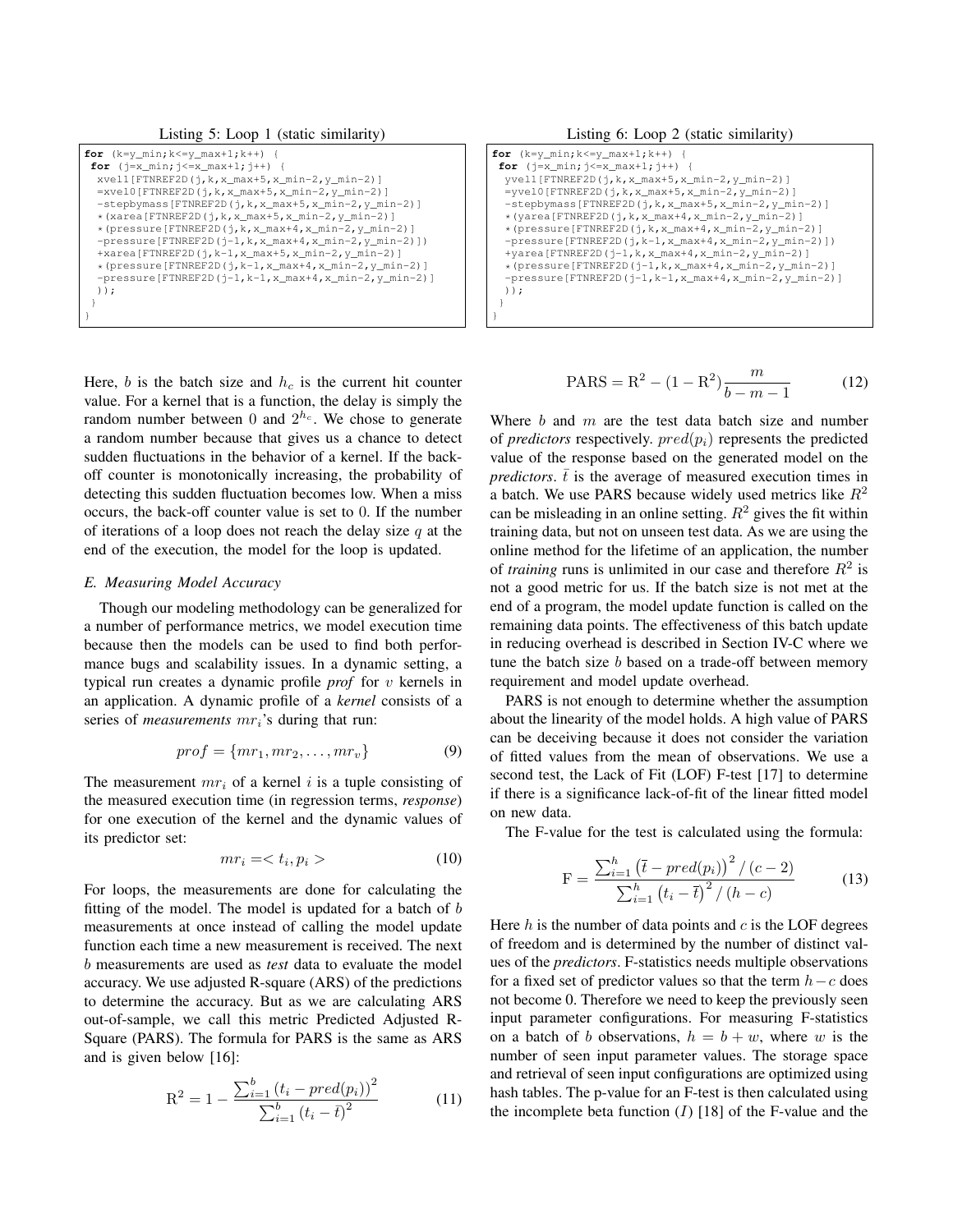Listing 5: Loop 1 (static similarity)

```
for (k=y_min;k<=y_max+1;k++) {
 for (j=x_min;j<=x_max+1;j++) {
  xvel1[FTNREF2D(j,k,x_max+5,x_min-2,y_min-2)]
  =xvel0[FTNREF2D(j,k,x_max+5,x_min-2,y_min-2)]
  -stepbymass[FTNREF2D(j,k,x_max+5,x_min-2,y_min-2)]
  *(xarea[FTNREF2D(j,k,x_max+5,x_min-2,y_min-2)]
  *(pressure[FTNREF2D(j,k,x_max+4,x_min-2,y_min-2)]
  -pressure[FTNREF2D(j-1,k,x_max+4,x_min-2,y_min-2)])
  +xarea[FTNREF2D(j,k-1,x_max+5,x_min-2,y_min-2)]
  *(pressure[FTNREF2D(j,k-1,x_max+4,x_min-2,y_min-2)]
  -pressure[FTNREF2D(j-1,k-1,x_max+4,x_min-2,y_min-2)]
  ));
 }
}
```

Listing 6: Loop 2 (static similarity)

```
for (k=y_min;k<=y_max+1;k++) {
 for (j=x_min;j<=x_max+1;j++) {
  yvel1[FTNREF2D(j,k,x_max+5,x_min-2,y_min-2)]
  =yvel0[FTNREF2D(j,k,x_max+5,x_min-2,y_min-2)]
  -stepbymass[FTNREF2D(j,k,x_max+5,x_min-2,y_min-2)]
  *(yarea[FTNREF2D(j,k,x_max+4,x_min-2,y_min-2)]
  *(pressure[FTNREF2D(j,k,x_max+4,x_min-2,y_min-2)]
  -pressure[FTNREF2D(j,k-1,x_max+4,x_min-2,y_min-2)])
  +yarea[FTNREF2D(j-1,k,x_max+4,x_min-2,y_min-2)]
  *(pressure[FTNREF2D(j-1,k,x_max+4,x_min-2,y_min-2)]
  -pressure[FTNREF2D(j-1,k-1,x_max+4,x_min-2,y_min-2)]
  ));
 }
}
```

Here, $b$ is the batch size and $h_c$ is the current hit counter value. For a kernel that is a function, the delay is simply the random number between 0 and $2^{h_c}$. We chose to generate a random number because that gives us a chance to detect sudden fluctuations in the behavior of a kernel. If the back-off counter is monotonically increasing, the probability of detecting this sudden fluctuation becomes low. When a miss occurs, the back-off counter value is set to 0. If the number of iterations of a loop does not reach the delay size $q$ at the end of the execution, the model for the loop is updated.

### E. Measuring Model Accuracy

Though our modeling methodology can be generalized for a number of performance metrics, we model execution time because then the models can be used to find both performance bugs and scalability issues. In a dynamic setting, a typical run creates a dynamic profile *prof* for $v$ kernels in an application. A dynamic profile of a *kernel* consists of a series of *measurements* $mr_i$'s during that run:

$$prof = \{mr_1, mr_2, \ldots, mr_v\} \tag{9}$$

The measurement $mr_i$ of a kernel $i$ is a tuple consisting of the measured execution time (in regression terms, *response*) for one execution of the kernel and the dynamic values of its predictor set:

$$mr_i = < t_i, p_i > \tag{10}$$

For loops, the measurements are done for calculating the fitting of the model. The model is updated for a batch of $b$ measurements at once instead of calling the model update function each time a new measurement is received. The next $b$ measurements are used as *test* data to evaluate the model accuracy. We use adjusted R-square (ARS) of the predictions to determine the accuracy. But as we are calculating ARS out-of-sample, we call this metric Predicted Adjusted R-Square (PARS). The formula for PARS is the same as ARS and is given below [16]:

$$\mathrm{R}^2 = 1 - \frac{\sum_{i=1}^{b} \left(t_i - pred(p_i)\right)^2}{\sum_{i=1}^{b} \left(t_i - \bar{t}\right)^2} \tag{11}$$

$$\mathrm{PARS} = \mathrm{R}^2 - (1 - \mathrm{R}^2)\frac{m}{b - m - 1} \tag{12}$$

Where $b$ and $m$ are the test data batch size and number of *predictors* respectively. $pred(p_i)$ represents the predicted value of the response based on the generated model on the *predictors*. $\bar{t}$ is the average of measured execution times in a batch. We use PARS because widely used metrics like $R^2$ can be misleading in an online setting. $R^2$ gives the fit within training data, but not on unseen test data. As we are using the online method for the lifetime of an application, the number of *training* runs is unlimited in our case and therefore $R^2$ is not a good metric for us. If the batch size is not met at the end of a program, the model update function is called on the remaining data points. The effectiveness of this batch update in reducing overhead is described in Section IV-C where we tune the batch size $b$ based on a trade-off between memory requirement and model update overhead.

PARS is not enough to determine whether the assumption about the linearity of the model holds. A high value of PARS can be deceiving because it does not consider the variation of fitted values from the mean of observations. We use a second test, the Lack of Fit (LOF) F-test [17] to determine if there is a significance lack-of-fit of the linear fitted model on new data.

The F-value for the test is calculated using the formula:

$$\mathrm{F} = \frac{\sum_{i=1}^{h} \left(\bar{t} - pred(p_i)\right)^2 / (c - 2)}{\sum_{i=1}^{h} \left(t_i - \bar{t}\right)^2 / (h - c)} \tag{13}$$

Here $h$ is the number of data points and $c$ is the LOF degrees of freedom and is determined by the number of distinct values of the *predictors*. F-statistics needs multiple observations for a fixed set of predictor values so that the term $h - c$ does not become 0. Therefore we need to keep the previously seen input parameter configurations. For measuring F-statistics on a batch of $b$ observations, $h = b + w$, where $w$ is the number of seen input parameter values. The storage space and retrieval of seen input configurations are optimized using hash tables. The p-value for an F-test is then calculated using the incomplete beta function ($I$) [18] of the F-value and the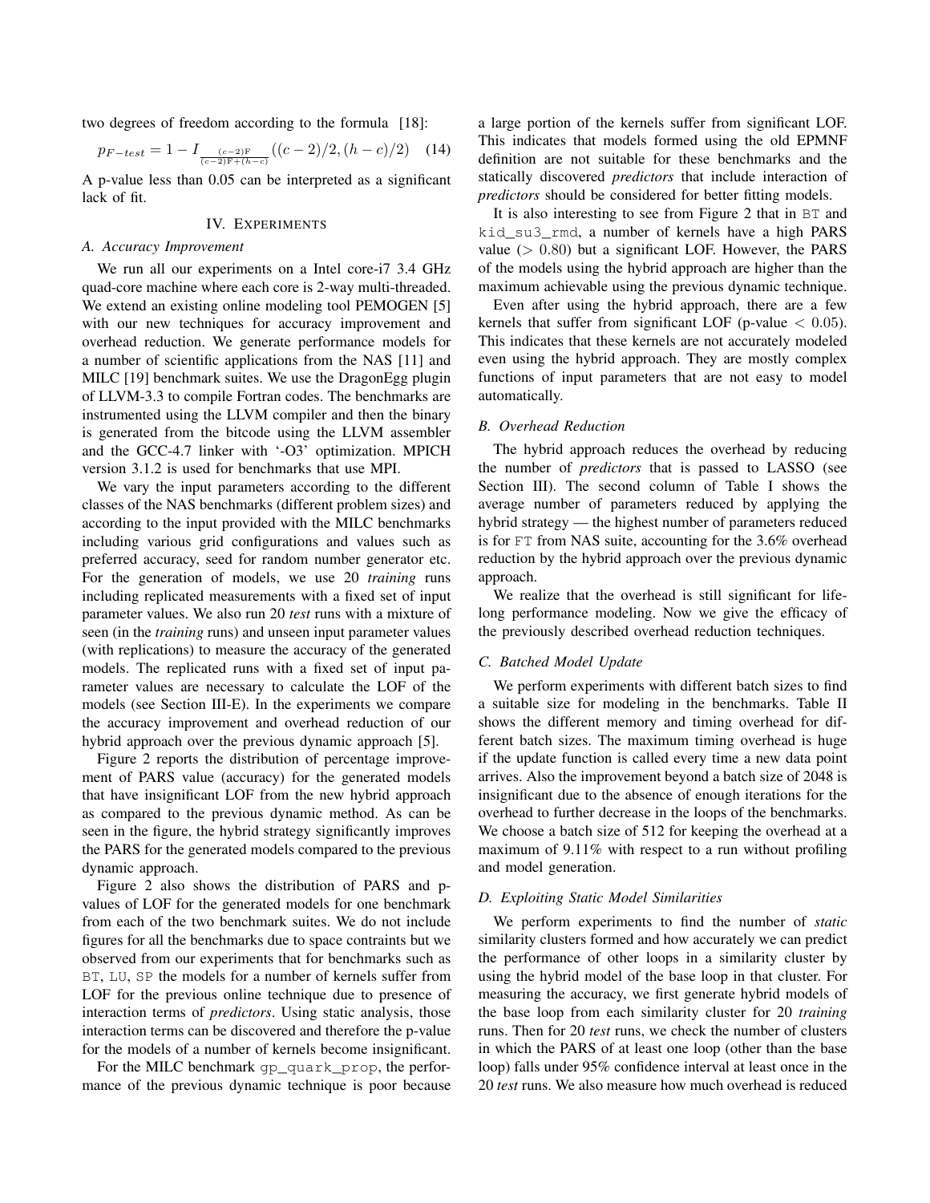two degrees of freedom according to the formula [18]:

$$p_{F-test} = 1 - I_{\frac{(c-2)\mathrm{F}}{(c-2)\mathrm{F}+(h-c)}}((c-2)/2, (h-c)/2) \quad (14)$$

A p-value less than 0.05 can be interpreted as a significant lack of fit.

## IV. Experiments

### A. Accuracy Improvement

We run all our experiments on a Intel core-i7 3.4 GHz quad-core machine where each core is 2-way multi-threaded. We extend an existing online modeling tool PEMOGEN [5] with our new techniques for accuracy improvement and overhead reduction. We generate performance models for a number of scientific applications from the NAS [11] and MILC [19] benchmark suites. We use the DragonEgg plugin of LLVM-3.3 to compile Fortran codes. The benchmarks are instrumented using the LLVM compiler and then the binary is generated from the bitcode using the LLVM assembler and the GCC-4.7 linker with '-O3' optimization. MPICH version 3.1.2 is used for benchmarks that use MPI.

We vary the input parameters according to the different classes of the NAS benchmarks (different problem sizes) and according to the input provided with the MILC benchmarks including various grid configurations and values such as preferred accuracy, seed for random number generator etc. For the generation of models, we use 20 *training* runs including replicated measurements with a fixed set of input parameter values. We also run 20 *test* runs with a mixture of seen (in the *training* runs) and unseen input parameter values (with replications) to measure the accuracy of the generated models. The replicated runs with a fixed set of input parameter values are necessary to calculate the LOF of the models (see Section III-E). In the experiments we compare the accuracy improvement and overhead reduction of our hybrid approach over the previous dynamic approach [5].

Figure 2 reports the distribution of percentage improvement of PARS value (accuracy) for the generated models that have insignificant LOF from the new hybrid approach as compared to the previous dynamic method. As can be seen in the figure, the hybrid strategy significantly improves the PARS for the generated models compared to the previous dynamic approach.

Figure 2 also shows the distribution of PARS and p-values of LOF for the generated models for one benchmark from each of the two benchmark suites. We do not include figures for all the benchmarks due to space contraints but we observed from our experiments that for benchmarks such as BT, LU, SP the models for a number of kernels suffer from LOF for the previous online technique due to presence of interaction terms of *predictors*. Using static analysis, those interaction terms can be discovered and therefore the p-value for the models of a number of kernels become insignificant.

For the MILC benchmark gp_quark_prop, the performance of the previous dynamic technique is poor because a large portion of the kernels suffer from significant LOF. This indicates that models formed using the old EPMNF definition are not suitable for these benchmarks and the statically discovered *predictors* that include interaction of *predictors* should be considered for better fitting models.

It is also interesting to see from Figure 2 that in BT and kid_su3_rmd, a number of kernels have a high PARS value ($> 0.80$) but a significant LOF. However, the PARS of the models using the hybrid approach are higher than the maximum achievable using the previous dynamic technique.

Even after using the hybrid approach, there are a few kernels that suffer from significant LOF (p-value $< 0.05$). This indicates that these kernels are not accurately modeled even using the hybrid approach. They are mostly complex functions of input parameters that are not easy to model automatically.

### B. Overhead Reduction

The hybrid approach reduces the overhead by reducing the number of *predictors* that is passed to LASSO (see Section III). The second column of Table I shows the average number of parameters reduced by applying the hybrid strategy — the highest number of parameters reduced is for FT from NAS suite, accounting for the 3.6% overhead reduction by the hybrid approach over the previous dynamic approach.

We realize that the overhead is still significant for life-long performance modeling. Now we give the efficacy of the previously described overhead reduction techniques.

### C. Batched Model Update

We perform experiments with different batch sizes to find a suitable size for modeling in the benchmarks. Table II shows the different memory and timing overhead for different batch sizes. The maximum timing overhead is huge if the update function is called every time a new data point arrives. Also the improvement beyond a batch size of 2048 is insignificant due to the absence of enough iterations for the overhead to further decrease in the loops of the benchmarks. We choose a batch size of 512 for keeping the overhead at a maximum of 9.11% with respect to a run without profiling and model generation.

### D. Exploiting Static Model Similarities

We perform experiments to find the number of *static* similarity clusters formed and how accurately we can predict the performance of other loops in a similarity cluster by using the hybrid model of the base loop in that cluster. For measuring the accuracy, we first generate hybrid models of the base loop from each similarity cluster for 20 *training* runs. Then for 20 *test* runs, we check the number of clusters in which the PARS of at least one loop (other than the base loop) falls under 95% confidence interval at least once in the 20 *test* runs. We also measure how much overhead is reduced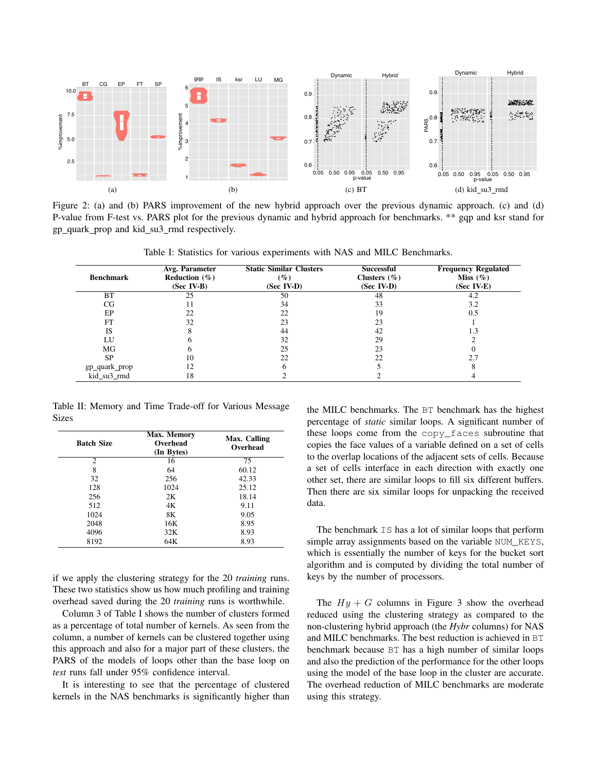Figure 2: (a) and (b) PARS improvement of the new hybrid approach over the previous dynamic approach. (c) and (d) P-value from F-test vs. PARS plot for the previous dynamic and hybrid approach for benchmarks. ** gqp and ksr stand for gp_quark_prop and kid_su3_rmd respectively.

Table I: Statistics for various experiments with NAS and MILC Benchmarks.

| Benchmark | Avg. Parameter Reduction (%) (Sec IV-B) | Static Similar Clusters (%) (Sec IV-D) | Successful Clusters (%) (Sec IV-D) | Frequency Regulated Miss (%) (Sec IV-E) |
|---|---|---|---|---|
| BT | 25 | 50 | 48 | 4.2 |
| CG | 11 | 34 | 33 | 3.2 |
| EP | 22 | 22 | 19 | 0.5 |
| FT | 32 | 23 | 23 | 1 |
| IS | 8 | 44 | 42 | 1.3 |
| LU | 6 | 32 | 29 | 2 |
| MG | 6 | 25 | 23 | 0 |
| SP | 10 | 22 | 22 | 2.7 |
| gp_quark_prop | 12 | 6 | 5 | 8 |
| kid_su3_rmd | 18 | 2 | 2 | 4 |

Table II: Memory and Time Trade-off for Various Message Sizes

| Batch Size | Max. Memory Overhead (In Bytes) | Max. Calling Overhead |
|---|---|---|
| 2 | 16 | 75 |
| 8 | 64 | 60.12 |
| 32 | 256 | 42.33 |
| 128 | 1024 | 25.12 |
| 256 | 2K | 18.14 |
| 512 | 4K | 9.11 |
| 1024 | 8K | 9.05 |
| 2048 | 16K | 8.95 |
| 4096 | 32K | 8.93 |
| 8192 | 64K | 8.93 |

if we apply the clustering strategy for the 20 *training* runs. These two statistics show us how much profiling and training overhead saved during the 20 *training* runs is worthwhile.

Column 3 of Table I shows the number of clusters formed as a percentage of total number of kernels. As seen from the column, a number of kernels can be clustered together using this approach and also for a major part of these clusters, the PARS of the models of loops other than the base loop on *test* runs fall under 95% confidence interval.

It is interesting to see that the percentage of clustered kernels in the NAS benchmarks is significantly higher than the MILC benchmarks. The BT benchmark has the highest percentage of *static* similar loops. A significant number of these loops come from the copy_faces subroutine that copies the face values of a variable defined on a set of cells to the overlap locations of the adjacent sets of cells. Because a set of cells interface in each direction with exactly one other set, there are similar loops to fill six different buffers. Then there are six similar loops for unpacking the received data.

The benchmark IS has a lot of similar loops that perform simple array assignments based on the variable NUM_KEYS, which is essentially the number of keys for the bucket sort algorithm and is computed by dividing the total number of keys by the number of processors.

The $Hy + G$ columns in Figure 3 show the overhead reduced using the clustering strategy as compared to the non-clustering hybrid approach (the *Hybr* columns) for NAS and MILC benchmarks. The best reduction is achieved in BT benchmark because BT has a high number of similar loops and also the prediction of the performance for the other loops using the model of the base loop in the cluster are accurate. The overhead reduction of MILC benchmarks are moderate using this strategy.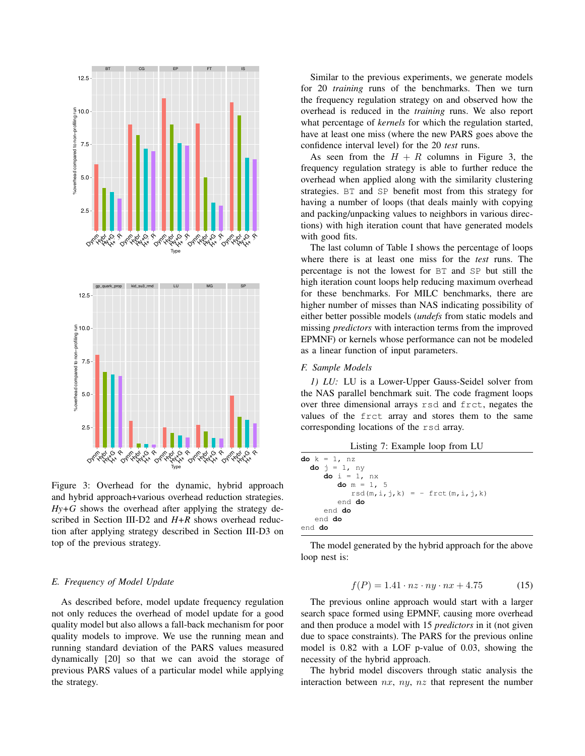Figure 3: Overhead for the dynamic, hybrid approach and hybrid approach+various overhead reduction strategies. *Hy+G* shows the overhead after applying the strategy described in Section III-D2 and *H+R* shows overhead reduction after applying strategy described in Section III-D3 on top of the previous strategy.

### *E. Frequency of Model Update*

As described before, model update frequency regulation not only reduces the overhead of model update for a good quality model but also allows a fall-back mechanism for poor quality models to improve. We use the running mean and running standard deviation of the PARS values measured dynamically [20] so that we can avoid the storage of previous PARS values of a particular model while applying the strategy.

Similar to the previous experiments, we generate models for 20 *training* runs of the benchmarks. Then we turn the frequency regulation strategy on and observed how the overhead is reduced in the *training* runs. We also report what percentage of *kernels* for which the regulation started, have at least one miss (where the new PARS goes above the confidence interval level) for the 20 *test* runs.

As seen from the $H + R$ columns in Figure 3, the frequency regulation strategy is able to further reduce the overhead when applied along with the similarity clustering strategies. BT and SP benefit most from this strategy for having a number of loops (that deals mainly with copying and packing/unpacking values to neighbors in various directions) with high iteration count that have generated models with good fits.

The last column of Table I shows the percentage of loops where there is at least one miss for the *test* runs. The percentage is not the lowest for BT and SP but still the high iteration count loops help reducing maximum overhead for these benchmarks. For MILC benchmarks, there are higher number of misses than NAS indicating possibility of either better possible models (*undefs* from static models and missing *predictors* with interaction terms from the improved EPMNF) or kernels whose performance can not be modeled as a linear function of input parameters.

### *F. Sample Models*

*1) LU:* LU is a Lower-Upper Gauss-Seidel solver from the NAS parallel benchmark suit. The code fragment loops over three dimensional arrays rsd and frct, negates the values of the frct array and stores them to the same corresponding locations of the rsd array.

Listing 7: Example loop from LU

```
do k = 1, nz
  do j = 1, ny
     do i = 1, nx
        do m = 1, 5
           rsd(m,i,j,k) = - frct(m,i,j,k)
        end do
     end do
   end do
end do
```

The model generated by the hybrid approach for the above loop nest is:

$$f(P) = 1.41 \cdot nz \cdot ny \cdot nx + 4.75 \tag{15}$$

The previous online approach would start with a larger search space formed using EPMNF, causing more overhead and then produce a model with 15 *predictors* in it (not given due to space constraints). The PARS for the previous online model is 0.82 with a LOF p-value of 0.03, showing the necessity of the hybrid approach.

The hybrid model discovers through static analysis the interaction between $nx$, $ny$, $nz$ that represent the number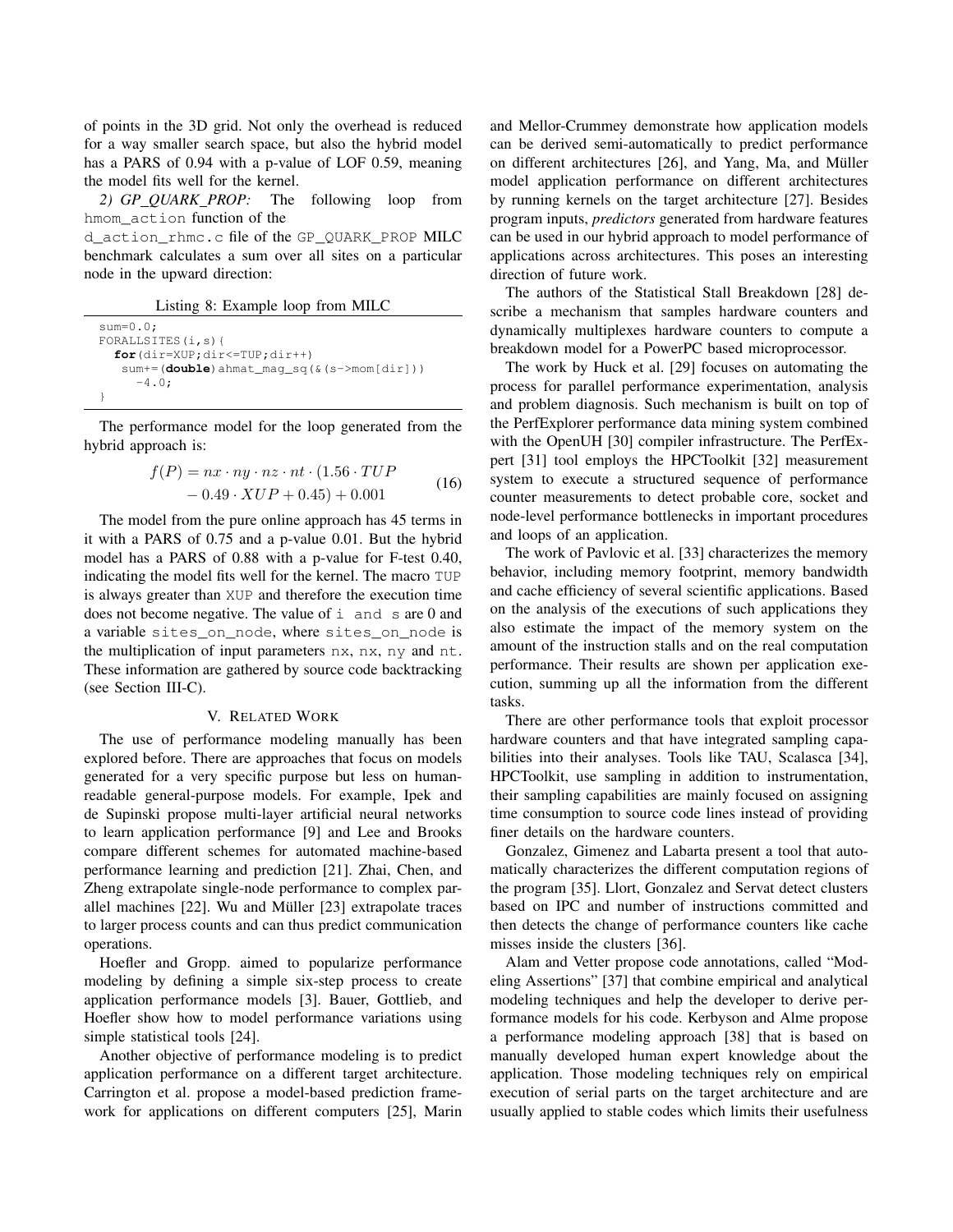of points in the 3D grid. Not only the overhead is reduced for a way smaller search space, but also the hybrid model has a PARS of 0.94 with a p-value of LOF 0.59, meaning the model fits well for the kernel.

*2) GP_QUARK_PROP:* The following loop from `hmom_action` function of the `d_action_rhmc.c` file of the `GP_QUARK_PROP` MILC benchmark calculates a sum over all sites on a particular node in the upward direction:

Listing 8: Example loop from MILC

```
sum=0.0;
FORALLSITES(i,s){
  for(dir=XUP;dir<=TUP;dir++)
   sum+=(double)ahmat_mag_sq(&(s->mom[dir]))
     -4.0;
}
```

The performance model for the loop generated from the hybrid approach is:

$$f(P) = nx \cdot ny \cdot nz \cdot nt \cdot (1.56 \cdot TUP - 0.49 \cdot XUP + 0.45) + 0.001 \tag{16}$$

The model from the pure online approach has 45 terms in it with a PARS of 0.75 and a p-value 0.01. But the hybrid model has a PARS of 0.88 with a p-value for F-test 0.40, indicating the model fits well for the kernel. The macro `TUP` is always greater than `XUP` and therefore the execution time does not become negative. The value of `i and s` are 0 and a variable `sites_on_node`, where `sites_on_node` is the multiplication of input parameters `nx`, `nx`, `ny` and `nt`. These information are gathered by source code backtracking (see Section III-C).

## V. Related Work

The use of performance modeling manually has been explored before. There are approaches that focus on models generated for a very specific purpose but less on human-readable general-purpose models. For example, Ipek and de Supinski propose multi-layer artificial neural networks to learn application performance [9] and Lee and Brooks compare different schemes for automated machine-based performance learning and prediction [21]. Zhai, Chen, and Zheng extrapolate single-node performance to complex parallel machines [22]. Wu and Müller [23] extrapolate traces to larger process counts and can thus predict communication operations.

Hoefler and Gropp. aimed to popularize performance modeling by defining a simple six-step process to create application performance models [3]. Bauer, Gottlieb, and Hoefler show how to model performance variations using simple statistical tools [24].

Another objective of performance modeling is to predict application performance on a different target architecture. Carrington et al. propose a model-based prediction framework for applications on different computers [25], Marin and Mellor-Crummey demonstrate how application models can be derived semi-automatically to predict performance on different architectures [26], and Yang, Ma, and Müller model application performance on different architectures by running kernels on the target architecture [27]. Besides program inputs, *predictors* generated from hardware features can be used in our hybrid approach to model performance of applications across architectures. This poses an interesting direction of future work.

The authors of the Statistical Stall Breakdown [28] describe a mechanism that samples hardware counters and dynamically multiplexes hardware counters to compute a breakdown model for a PowerPC based microprocessor.

The work by Huck et al. [29] focuses on automating the process for parallel performance experimentation, analysis and problem diagnosis. Such mechanism is built on top of the PerfExplorer performance data mining system combined with the OpenUH [30] compiler infrastructure. The PerfExpert [31] tool employs the HPCToolkit [32] measurement system to execute a structured sequence of performance counter measurements to detect probable core, socket and node-level performance bottlenecks in important procedures and loops of an application.

The work of Pavlovic et al. [33] characterizes the memory behavior, including memory footprint, memory bandwidth and cache efficiency of several scientific applications. Based on the analysis of the executions of such applications they also estimate the impact of the memory system on the amount of the instruction stalls and on the real computation performance. Their results are shown per application execution, summing up all the information from the different tasks.

There are other performance tools that exploit processor hardware counters and that have integrated sampling capabilities into their analyses. Tools like TAU, Scalasca [34], HPCToolkit, use sampling in addition to instrumentation, their sampling capabilities are mainly focused on assigning time consumption to source code lines instead of providing finer details on the hardware counters.

Gonzalez, Gimenez and Labarta present a tool that automatically characterizes the different computation regions of the program [35]. Llort, Gonzalez and Servat detect clusters based on IPC and number of instructions committed and then detects the change of performance counters like cache misses inside the clusters [36].

Alam and Vetter propose code annotations, called "Modeling Assertions" [37] that combine empirical and analytical modeling techniques and help the developer to derive performance models for his code. Kerbyson and Alme propose a performance modeling approach [38] that is based on manually developed human expert knowledge about the application. Those modeling techniques rely on empirical execution of serial parts on the target architecture and are usually applied to stable codes which limits their usefulness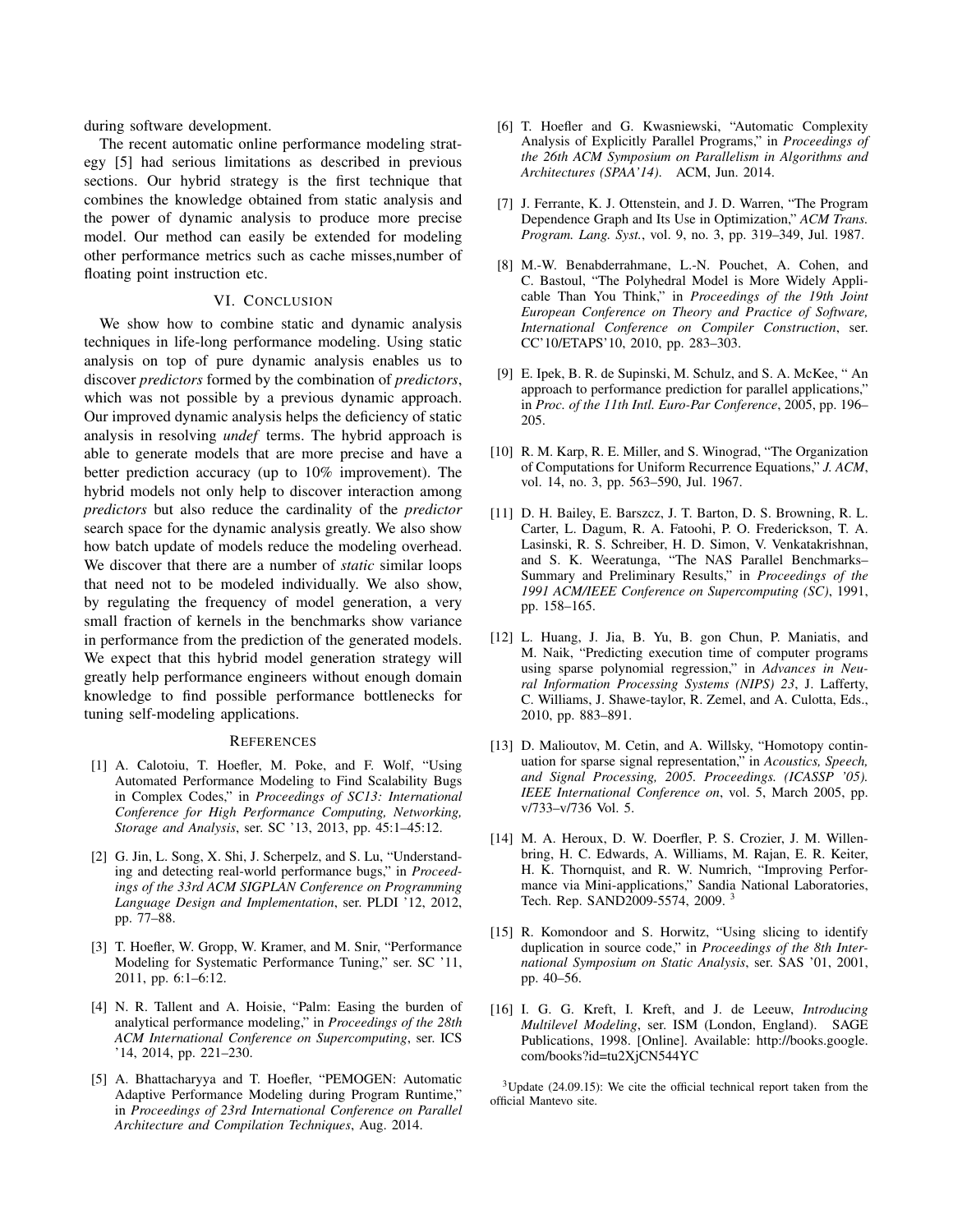during software development.

The recent automatic online performance modeling strategy [5] had serious limitations as described in previous sections. Our hybrid strategy is the first technique that combines the knowledge obtained from static analysis and the power of dynamic analysis to produce more precise model. Our method can easily be extended for modeling other performance metrics such as cache misses,number of floating point instruction etc.

## VI. Conclusion

We show how to combine static and dynamic analysis techniques in life-long performance modeling. Using static analysis on top of pure dynamic analysis enables us to discover *predictors* formed by the combination of *predictors*, which was not possible by a previous dynamic approach. Our improved dynamic analysis helps the deficiency of static analysis in resolving *undef* terms. The hybrid approach is able to generate models that are more precise and have a better prediction accuracy (up to 10% improvement). The hybrid models not only help to discover interaction among *predictors* but also reduce the cardinality of the *predictor* search space for the dynamic analysis greatly. We also show how batch update of models reduce the modeling overhead. We discover that there are a number of *static* similar loops that need not to be modeled individually. We also show, by regulating the frequency of model generation, a very small fraction of kernels in the benchmarks show variance in performance from the prediction of the generated models. We expect that this hybrid model generation strategy will greatly help performance engineers without enough domain knowledge to find possible performance bottlenecks for tuning self-modeling applications.

## References

[1] A. Calotoiu, T. Hoefler, M. Poke, and F. Wolf, "Using Automated Performance Modeling to Find Scalability Bugs in Complex Codes," in *Proceedings of SC13: International Conference for High Performance Computing, Networking, Storage and Analysis*, ser. SC '13, 2013, pp. 45:1–45:12.

[2] G. Jin, L. Song, X. Shi, J. Scherpelz, and S. Lu, "Understanding and detecting real-world performance bugs," in *Proceedings of the 33rd ACM SIGPLAN Conference on Programming Language Design and Implementation*, ser. PLDI '12, 2012, pp. 77–88.

[3] T. Hoefler, W. Gropp, W. Kramer, and M. Snir, "Performance Modeling for Systematic Performance Tuning," ser. SC '11, 2011, pp. 6:1–6:12.

[4] N. R. Tallent and A. Hoisie, "Palm: Easing the burden of analytical performance modeling," in *Proceedings of the 28th ACM International Conference on Supercomputing*, ser. ICS '14, 2014, pp. 221–230.

[5] A. Bhattacharyya and T. Hoefler, "PEMOGEN: Automatic Adaptive Performance Modeling during Program Runtime," in *Proceedings of 23rd International Conference on Parallel Architecture and Compilation Techniques*, Aug. 2014.

[6] T. Hoefler and G. Kwasniewski, "Automatic Complexity Analysis of Explicitly Parallel Programs," in *Proceedings of the 26th ACM Symposium on Parallelism in Algorithms and Architectures (SPAA'14)*. ACM, Jun. 2014.

[7] J. Ferrante, K. J. Ottenstein, and J. D. Warren, "The Program Dependence Graph and Its Use in Optimization," *ACM Trans. Program. Lang. Syst.*, vol. 9, no. 3, pp. 319–349, Jul. 1987.

[8] M.-W. Benabderrahmane, L.-N. Pouchet, A. Cohen, and C. Bastoul, "The Polyhedral Model is More Widely Applicable Than You Think," in *Proceedings of the 19th Joint European Conference on Theory and Practice of Software, International Conference on Compiler Construction*, ser. CC'10/ETAPS'10, 2010, pp. 283–303.

[9] E. Ipek, B. R. de Supinski, M. Schulz, and S. A. McKee, " An approach to performance prediction for parallel applications," in *Proc. of the 11th Intl. Euro-Par Conference*, 2005, pp. 196–205.

[10] R. M. Karp, R. E. Miller, and S. Winograd, "The Organization of Computations for Uniform Recurrence Equations," *J. ACM*, vol. 14, no. 3, pp. 563–590, Jul. 1967.

[11] D. H. Bailey, E. Barszcz, J. T. Barton, D. S. Browning, R. L. Carter, L. Dagum, R. A. Fatoohi, P. O. Frederickson, T. A. Lasinski, R. S. Schreiber, H. D. Simon, V. Venkatakrishnan, and S. K. Weeratunga, "The NAS Parallel Benchmarks–Summary and Preliminary Results," in *Proceedings of the 1991 ACM/IEEE Conference on Supercomputing (SC)*, 1991, pp. 158–165.

[12] L. Huang, J. Jia, B. Yu, B. gon Chun, P. Maniatis, and M. Naik, "Predicting execution time of computer programs using sparse polynomial regression," in *Advances in Neural Information Processing Systems (NIPS) 23*, J. Lafferty, C. Williams, J. Shawe-taylor, R. Zemel, and A. Culotta, Eds., 2010, pp. 883–891.

[13] D. Malioutov, M. Cetin, and A. Willsky, "Homotopy continuation for sparse signal representation," in *Acoustics, Speech, and Signal Processing, 2005. Proceedings. (ICASSP '05). IEEE International Conference on*, vol. 5, March 2005, pp. v/733–v/736 Vol. 5.

[14] M. A. Heroux, D. W. Doerfler, P. S. Crozier, J. M. Willenbring, H. C. Edwards, A. Williams, M. Rajan, E. R. Keiter, H. K. Thornquist, and R. W. Numrich, "Improving Performance via Mini-applications," Sandia National Laboratories, Tech. Rep. SAND2009-5574, 2009. [3]

[15] R. Komondoor and S. Horwitz, "Using slicing to identify duplication in source code," in *Proceedings of the 8th International Symposium on Static Analysis*, ser. SAS '01, 2001, pp. 40–56.

[16] I. G. G. Kreft, I. Kreft, and J. de Leeuw, *Introducing Multilevel Modeling*, ser. ISM (London, England). SAGE Publications, 1998. [Online]. Available: http://books.google.com/books?id=tu2XjCN544YC

[3] Update (24.09.15): We cite the official technical report taken from the official Mantevo site.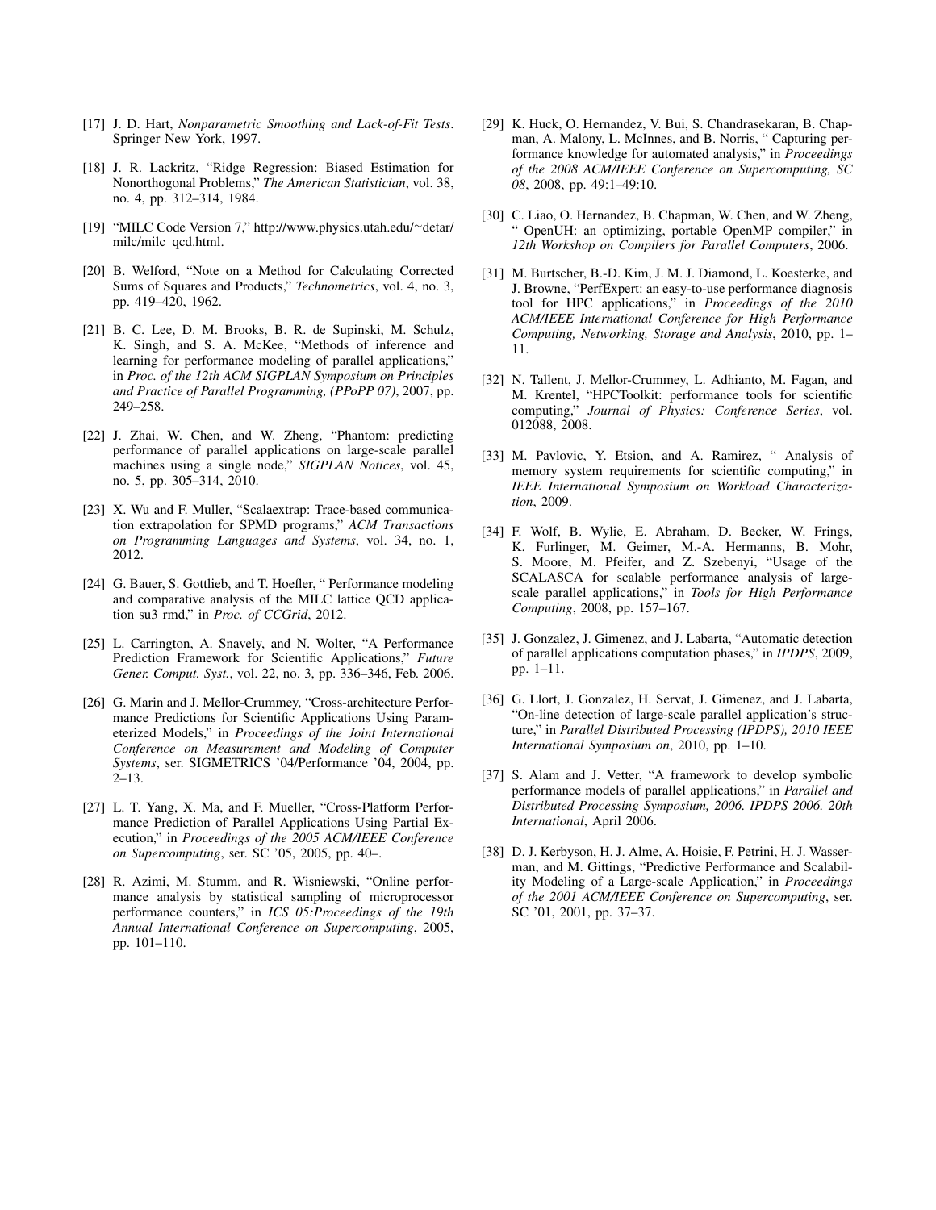[17] J. D. Hart, *Nonparametric Smoothing and Lack-of-Fit Tests*. Springer New York, 1997.

[18] J. R. Lackritz, "Ridge Regression: Biased Estimation for Nonorthogonal Problems," *The American Statistician*, vol. 38, no. 4, pp. 312–314, 1984.

[19] "MILC Code Version 7," http://www.physics.utah.edu/~detar/milc/milc_qcd.html.

[20] B. Welford, "Note on a Method for Calculating Corrected Sums of Squares and Products," *Technometrics*, vol. 4, no. 3, pp. 419–420, 1962.

[21] B. C. Lee, D. M. Brooks, B. R. de Supinski, M. Schulz, K. Singh, and S. A. McKee, "Methods of inference and learning for performance modeling of parallel applications," in *Proc. of the 12th ACM SIGPLAN Symposium on Principles and Practice of Parallel Programming, (PPoPP 07)*, 2007, pp. 249–258.

[22] J. Zhai, W. Chen, and W. Zheng, "Phantom: predicting performance of parallel applications on large-scale parallel machines using a single node," *SIGPLAN Notices*, vol. 45, no. 5, pp. 305–314, 2010.

[23] X. Wu and F. Muller, "Scalaextrap: Trace-based communication extrapolation for SPMD programs," *ACM Transactions on Programming Languages and Systems*, vol. 34, no. 1, 2012.

[24] G. Bauer, S. Gottlieb, and T. Hoefler, " Performance modeling and comparative analysis of the MILC lattice QCD application su3 rmd," in *Proc. of CCGrid*, 2012.

[25] L. Carrington, A. Snavely, and N. Wolter, "A Performance Prediction Framework for Scientific Applications," *Future Gener. Comput. Syst.*, vol. 22, no. 3, pp. 336–346, Feb. 2006.

[26] G. Marin and J. Mellor-Crummey, "Cross-architecture Performance Predictions for Scientific Applications Using Parameterized Models," in *Proceedings of the Joint International Conference on Measurement and Modeling of Computer Systems*, ser. SIGMETRICS '04/Performance '04, 2004, pp. 2–13.

[27] L. T. Yang, X. Ma, and F. Mueller, "Cross-Platform Performance Prediction of Parallel Applications Using Partial Execution," in *Proceedings of the 2005 ACM/IEEE Conference on Supercomputing*, ser. SC '05, 2005, pp. 40–.

[28] R. Azimi, M. Stumm, and R. Wisniewski, "Online performance analysis by statistical sampling of microprocessor performance counters," in *ICS 05:Proceedings of the 19th Annual International Conference on Supercomputing*, 2005, pp. 101–110.

[29] K. Huck, O. Hernandez, V. Bui, S. Chandrasekaran, B. Chapman, A. Malony, L. McInnes, and B. Norris, " Capturing performance knowledge for automated analysis," in *Proceedings of the 2008 ACM/IEEE Conference on Supercomputing, SC 08*, 2008, pp. 49:1–49:10.

[30] C. Liao, O. Hernandez, B. Chapman, W. Chen, and W. Zheng, " OpenUH: an optimizing, portable OpenMP compiler," in *12th Workshop on Compilers for Parallel Computers*, 2006.

[31] M. Burtscher, B.-D. Kim, J. M. J. Diamond, L. Koesterke, and J. Browne, "PerfExpert: an easy-to-use performance diagnosis tool for HPC applications," in *Proceedings of the 2010 ACM/IEEE International Conference for High Performance Computing, Networking, Storage and Analysis*, 2010, pp. 1–11.

[32] N. Tallent, J. Mellor-Crummey, L. Adhianto, M. Fagan, and M. Krentel, "HPCToolkit: performance tools for scientific computing," *Journal of Physics: Conference Series*, vol. 012088, 2008.

[33] M. Pavlovic, Y. Etsion, and A. Ramirez, " Analysis of memory system requirements for scientific computing," in *IEEE International Symposium on Workload Characterization*, 2009.

[34] F. Wolf, B. Wylie, E. Abraham, D. Becker, W. Frings, K. Furlinger, M. Geimer, M.-A. Hermanns, B. Mohr, S. Moore, M. Pfeifer, and Z. Szebenyi, "Usage of the SCALASCA for scalable performance analysis of large-scale parallel applications," in *Tools for High Performance Computing*, 2008, pp. 157–167.

[35] J. Gonzalez, J. Gimenez, and J. Labarta, "Automatic detection of parallel applications computation phases," in *IPDPS*, 2009, pp. 1–11.

[36] G. Llort, J. Gonzalez, H. Servat, J. Gimenez, and J. Labarta, "On-line detection of large-scale parallel application's structure," in *Parallel Distributed Processing (IPDPS), 2010 IEEE International Symposium on*, 2010, pp. 1–10.

[37] S. Alam and J. Vetter, "A framework to develop symbolic performance models of parallel applications," in *Parallel and Distributed Processing Symposium, 2006. IPDPS 2006. 20th International*, April 2006.

[38] D. J. Kerbyson, H. J. Alme, A. Hoisie, F. Petrini, H. J. Wasserman, and M. Gittings, "Predictive Performance and Scalability Modeling of a Large-scale Application," in *Proceedings of the 2001 ACM/IEEE Conference on Supercomputing*, ser. SC '01, 2001, pp. 37–37.